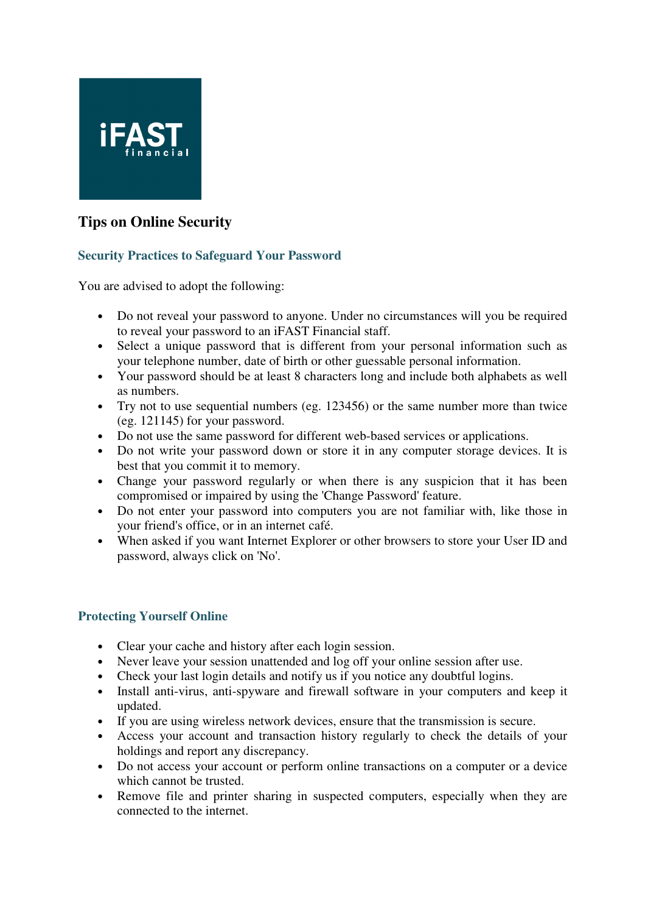# Tips on Online Security

## Security Practices to Safeguard Your Password

You are advised to adopt the following:

- Do not reveal your password to anyone. Under no circumstances will you be required to reveal your password to an iFAST Financial staff.
- Select a unique password that is different from your personal information such as your telephone number, date of birth or other guessable personal information.
- Your password should be at least 8 characters long and include both alphabets as well as numbers.
- Try not to use sequential numbers (eg. 123456) or the same number more than twice (eg. 121145) for your password.
- Do not use the same password for different web-based services or applications.
- Do not write your password down or store it in any computer storage devices. It is best that you commit it to memory.
- Change your password regularly or when there is any suspicion that it has been compromised or impaired by using the 'Change Password' feature.
- Do not enter your password into computers you are not familiar with, like those in your friend's office, or in an internet café.
- When asked if you want Internet Explorer or other browsers to store your User ID and password, always click on 'No'.

## Protecting Yourself Online

- Clear your cache and history after each login session.
- Never leave your session unattended and log off your online session after use.
- Check your last login details and notify us if you notice any doubtful logins.
- Install anti-virus, anti-spyware and firewall software in your computers and keep it updated.
- If you are using wireless network devices, ensure that the transmission is secure.
- Access your account and transaction history regularly to check the details of your holdings and report any discrepancy.
- Do not access your account or perform online transactions on a computer or a device which cannot be trusted.
- Remove file and printer sharing in suspected computers, especially when they are connected to the internet.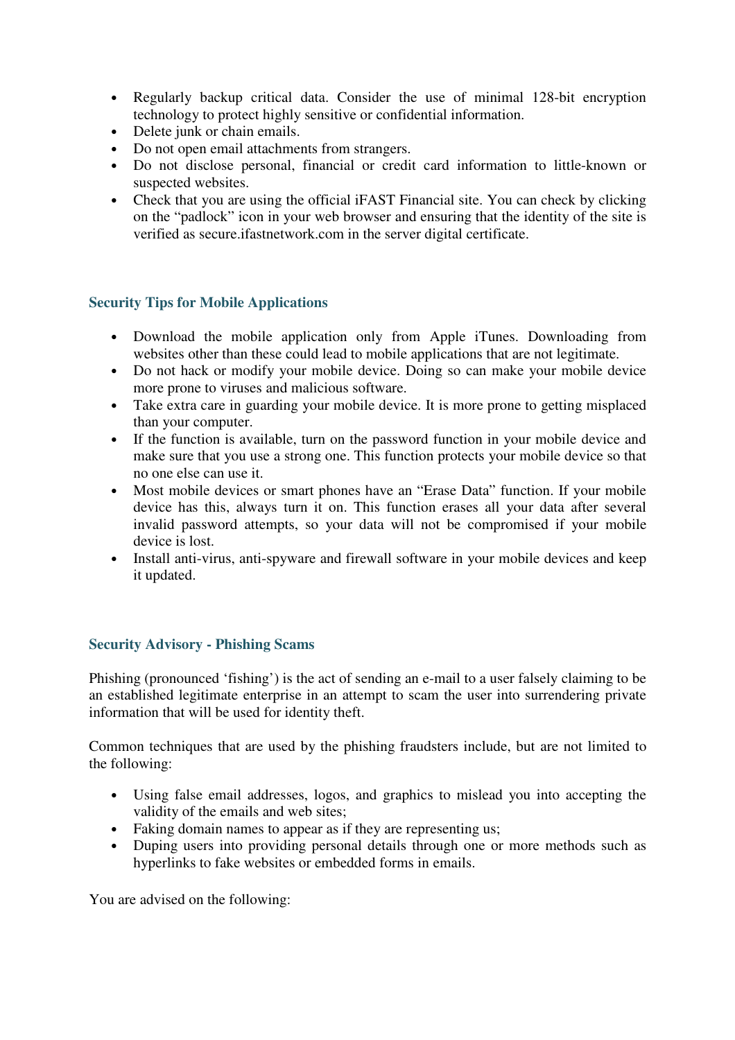- Regularly backup critical data. Consider the use of minimal 128-bit encryption technology to protect highly sensitive or confidential information.
- Delete junk or chain emails.
- Do not open email attachments from strangers.
- Do not disclose personal, financial or credit card information to little-known or suspected websites.
- Check that you are using the official iFAST Financial site. You can check by clicking on the "padlock" icon in your web browser and ensuring that the identity of the site is verified as secure.ifastnetwork.com in the server digital certificate.

## Security Tips for Mobile Applications

- Download the mobile application only from Apple iTunes. Downloading from websites other than these could lead to mobile applications that are not legitimate.
- Do not hack or modify your mobile device. Doing so can make your mobile device more prone to viruses and malicious software.
- Take extra care in guarding your mobile device. It is more prone to getting misplaced than your computer.
- If the function is available, turn on the password function in your mobile device and make sure that you use a strong one. This function protects your mobile device so that no one else can use it.
- Most mobile devices or smart phones have an "Erase Data" function. If your mobile device has this, always turn it on. This function erases all your data after several invalid password attempts, so your data will not be compromised if your mobile device is lost.
- Install anti-virus, anti-spyware and firewall software in your mobile devices and keep it updated.

## Security Advisory - Phishing Scams

Phishing (pronounced 'fishing') is the act of sending an e-mail to a user falsely claiming to be an established legitimate enterprise in an attempt to scam the user into surrendering private information that will be used for identity theft.

Common techniques that are used by the phishing fraudsters include, but are not limited to the following:

- Using false email addresses, logos, and graphics to mislead you into accepting the validity of the emails and web sites;
- Faking domain names to appear as if they are representing us;
- Duping users into providing personal details through one or more methods such as hyperlinks to fake websites or embedded forms in emails.

You are advised on the following: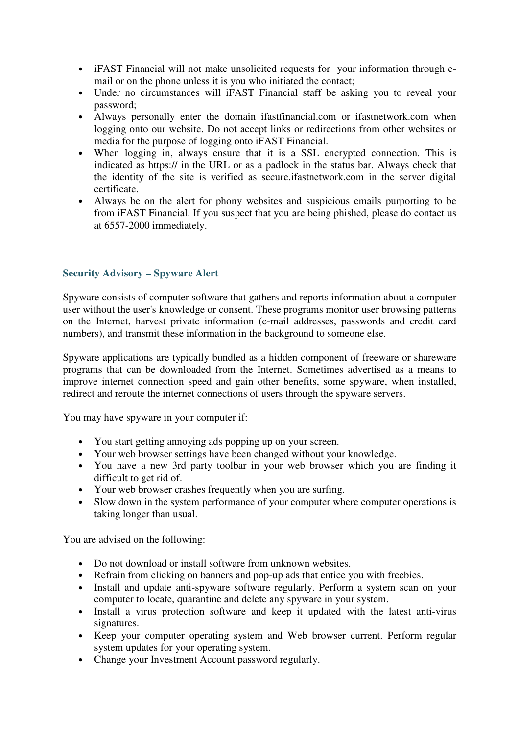- iFAST Financial will not make unsolicited requests for your information through e-mail or on the phone unless it is you who initiated the contact;
- Under no circumstances will iFAST Financial staff be asking you to reveal your password;
- Always personally enter the domain ifastfinancial.com or ifastnetwork.com when logging onto our website. Do not accept links or redirections from other websites or media for the purpose of logging onto iFAST Financial.
- When logging in, always ensure that it is a SSL encrypted connection. This is indicated as https:// in the URL or as a padlock in the status bar. Always check that the identity of the site is verified as secure.ifastnetwork.com in the server digital certificate.
- Always be on the alert for phony websites and suspicious emails purporting to be from iFAST Financial. If you suspect that you are being phished, please do contact us at 6557-2000 immediately.

### Security Advisory – Spyware Alert

Spyware consists of computer software that gathers and reports information about a computer user without the user's knowledge or consent. These programs monitor user browsing patterns on the Internet, harvest private information (e-mail addresses, passwords and credit card numbers), and transmit these information in the background to someone else.

Spyware applications are typically bundled as a hidden component of freeware or shareware programs that can be downloaded from the Internet. Sometimes advertised as a means to improve internet connection speed and gain other benefits, some spyware, when installed, redirect and reroute the internet connections of users through the spyware servers.

You may have spyware in your computer if:

- You start getting annoying ads popping up on your screen.
- Your web browser settings have been changed without your knowledge.
- You have a new 3rd party toolbar in your web browser which you are finding it difficult to get rid of.
- Your web browser crashes frequently when you are surfing.
- Slow down in the system performance of your computer where computer operations is taking longer than usual.

You are advised on the following:

- Do not download or install software from unknown websites.
- Refrain from clicking on banners and pop-up ads that entice you with freebies.
- Install and update anti-spyware software regularly. Perform a system scan on your computer to locate, quarantine and delete any spyware in your system.
- Install a virus protection software and keep it updated with the latest anti-virus signatures.
- Keep your computer operating system and Web browser current. Perform regular system updates for your operating system.
- Change your Investment Account password regularly.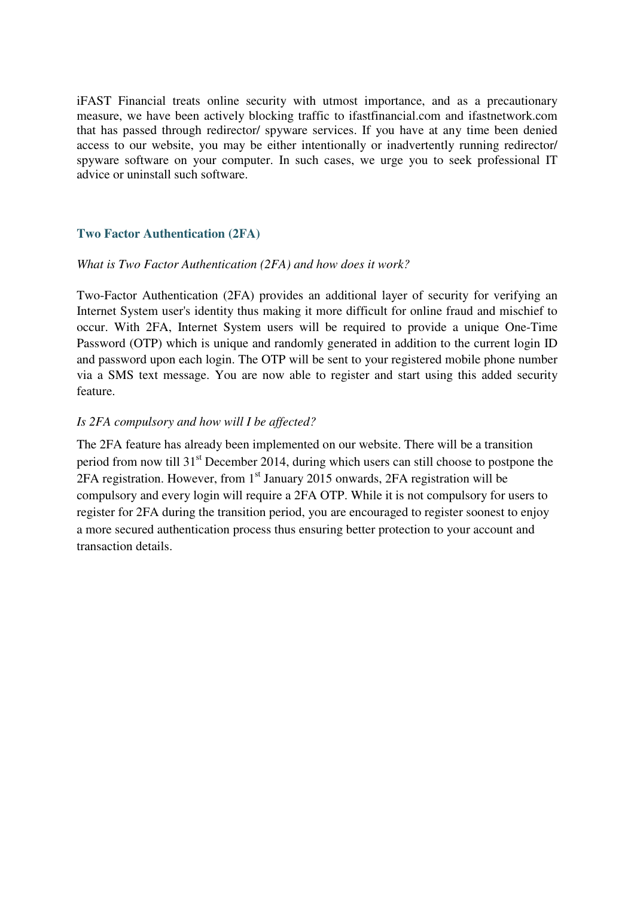iFAST Financial treats online security with utmost importance, and as a precautionary measure, we have been actively blocking traffic to ifastfinancial.com and ifastnetwork.com that has passed through redirector/ spyware services. If you have at any time been denied access to our website, you may be either intentionally or inadvertently running redirector/ spyware software on your computer. In such cases, we urge you to seek professional IT advice or uninstall such software.

## Two Factor Authentication (2FA)

*What is Two Factor Authentication (2FA) and how does it work?*

Two-Factor Authentication (2FA) provides an additional layer of security for verifying an Internet System user's identity thus making it more difficult for online fraud and mischief to occur. With 2FA, Internet System users will be required to provide a unique One-Time Password (OTP) which is unique and randomly generated in addition to the current login ID and password upon each login. The OTP will be sent to your registered mobile phone number via a SMS text message. You are now able to register and start using this added security feature.

*Is 2FA compulsory and how will I be affected?*

The 2FA feature has already been implemented on our website. There will be a transition period from now till 31st December 2014, during which users can still choose to postpone the 2FA registration. However, from 1st January 2015 onwards, 2FA registration will be compulsory and every login will require a 2FA OTP. While it is not compulsory for users to register for 2FA during the transition period, you are encouraged to register soonest to enjoy a more secured authentication process thus ensuring better protection to your account and transaction details.